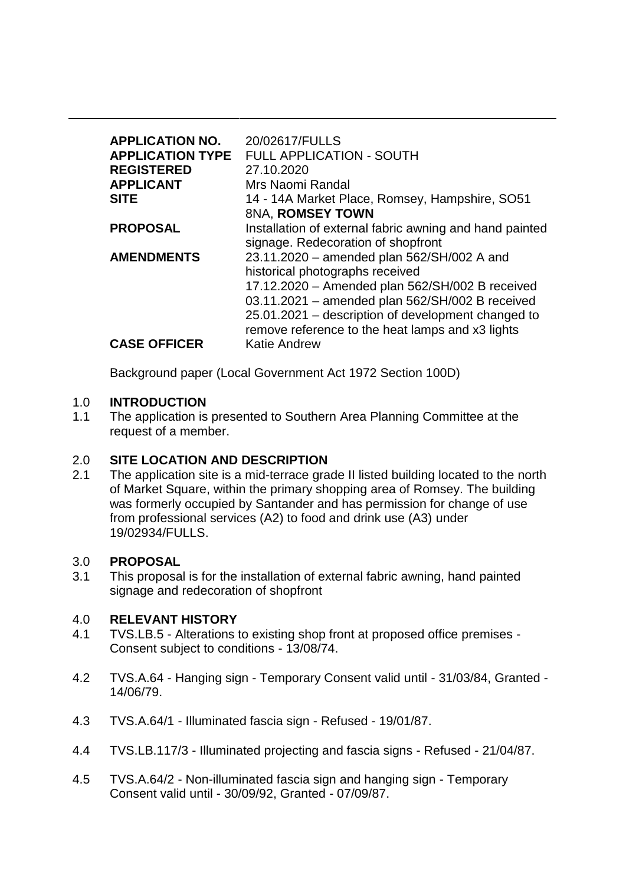| | |
|---|---|
| **APPLICATION NO.** | 20/02617/FULLS |
| **APPLICATION TYPE** | FULL APPLICATION - SOUTH |
| **REGISTERED** | 27.10.2020 |
| **APPLICANT** | Mrs Naomi Randal |
| **SITE** | 14 - 14A Market Place, Romsey, Hampshire, SO51 8NA, **ROMSEY TOWN** |
| **PROPOSAL** | Installation of external fabric awning and hand painted signage. Redecoration of shopfront |
| **AMENDMENTS** | 23.11.2020 – amended plan 562/SH/002 A and historical photographs received<br>17.12.2020 – Amended plan 562/SH/002 B received<br>03.11.2021 – amended plan 562/SH/002 B received<br>25.01.2021 – description of development changed to remove reference to the heat lamps and x3 lights |
| **CASE OFFICER** | Katie Andrew |

Background paper (Local Government Act 1972 Section 100D)

## 1.0 INTRODUCTION

1.1 The application is presented to Southern Area Planning Committee at the request of a member.

## 2.0 SITE LOCATION AND DESCRIPTION

2.1 The application site is a mid-terrace grade II listed building located to the north of Market Square, within the primary shopping area of Romsey. The building was formerly occupied by Santander and has permission for change of use from professional services (A2) to food and drink use (A3) under 19/02934/FULLS.

## 3.0 PROPOSAL

3.1 This proposal is for the installation of external fabric awning, hand painted signage and redecoration of shopfront

## 4.0 RELEVANT HISTORY

4.1 TVS.LB.5 - Alterations to existing shop front at proposed office premises - Consent subject to conditions - 13/08/74.

4.2 TVS.A.64 - Hanging sign - Temporary Consent valid until - 31/03/84, Granted - 14/06/79.

4.3 TVS.A.64/1 - Illuminated fascia sign - Refused - 19/01/87.

4.4 TVS.LB.117/3 - Illuminated projecting and fascia signs - Refused - 21/04/87.

4.5 TVS.A.64/2 - Non-illuminated fascia sign and hanging sign - Temporary Consent valid until - 30/09/92, Granted - 07/09/87.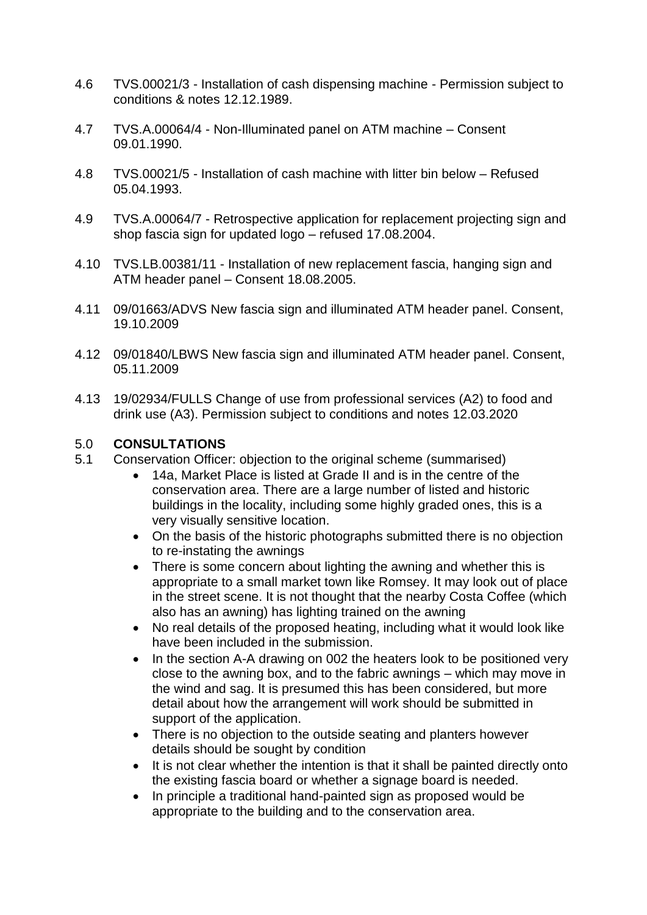4.6 TVS.00021/3 - Installation of cash dispensing machine - Permission subject to conditions & notes 12.12.1989.

4.7 TVS.A.00064/4 - Non-Illuminated panel on ATM machine – Consent 09.01.1990.

4.8 TVS.00021/5 - Installation of cash machine with litter bin below – Refused 05.04.1993.

4.9 TVS.A.00064/7 - Retrospective application for replacement projecting sign and shop fascia sign for updated logo – refused 17.08.2004.

4.10 TVS.LB.00381/11 - Installation of new replacement fascia, hanging sign and ATM header panel – Consent 18.08.2005.

4.11 09/01663/ADVS New fascia sign and illuminated ATM header panel. Consent, 19.10.2009

4.12 09/01840/LBWS New fascia sign and illuminated ATM header panel. Consent, 05.11.2009

4.13 19/02934/FULLS Change of use from professional services (A2) to food and drink use (A3). Permission subject to conditions and notes 12.03.2020

## 5.0 CONSULTATIONS

5.1 Conservation Officer: objection to the original scheme (summarised)

- 14a, Market Place is listed at Grade II and is in the centre of the conservation area. There are a large number of listed and historic buildings in the locality, including some highly graded ones, this is a very visually sensitive location.
- On the basis of the historic photographs submitted there is no objection to re-instating the awnings
- There is some concern about lighting the awning and whether this is appropriate to a small market town like Romsey. It may look out of place in the street scene. It is not thought that the nearby Costa Coffee (which also has an awning) has lighting trained on the awning
- No real details of the proposed heating, including what it would look like have been included in the submission.
- In the section A-A drawing on 002 the heaters look to be positioned very close to the awning box, and to the fabric awnings – which may move in the wind and sag. It is presumed this has been considered, but more detail about how the arrangement will work should be submitted in support of the application.
- There is no objection to the outside seating and planters however details should be sought by condition
- It is not clear whether the intention is that it shall be painted directly onto the existing fascia board or whether a signage board is needed.
- In principle a traditional hand-painted sign as proposed would be appropriate to the building and to the conservation area.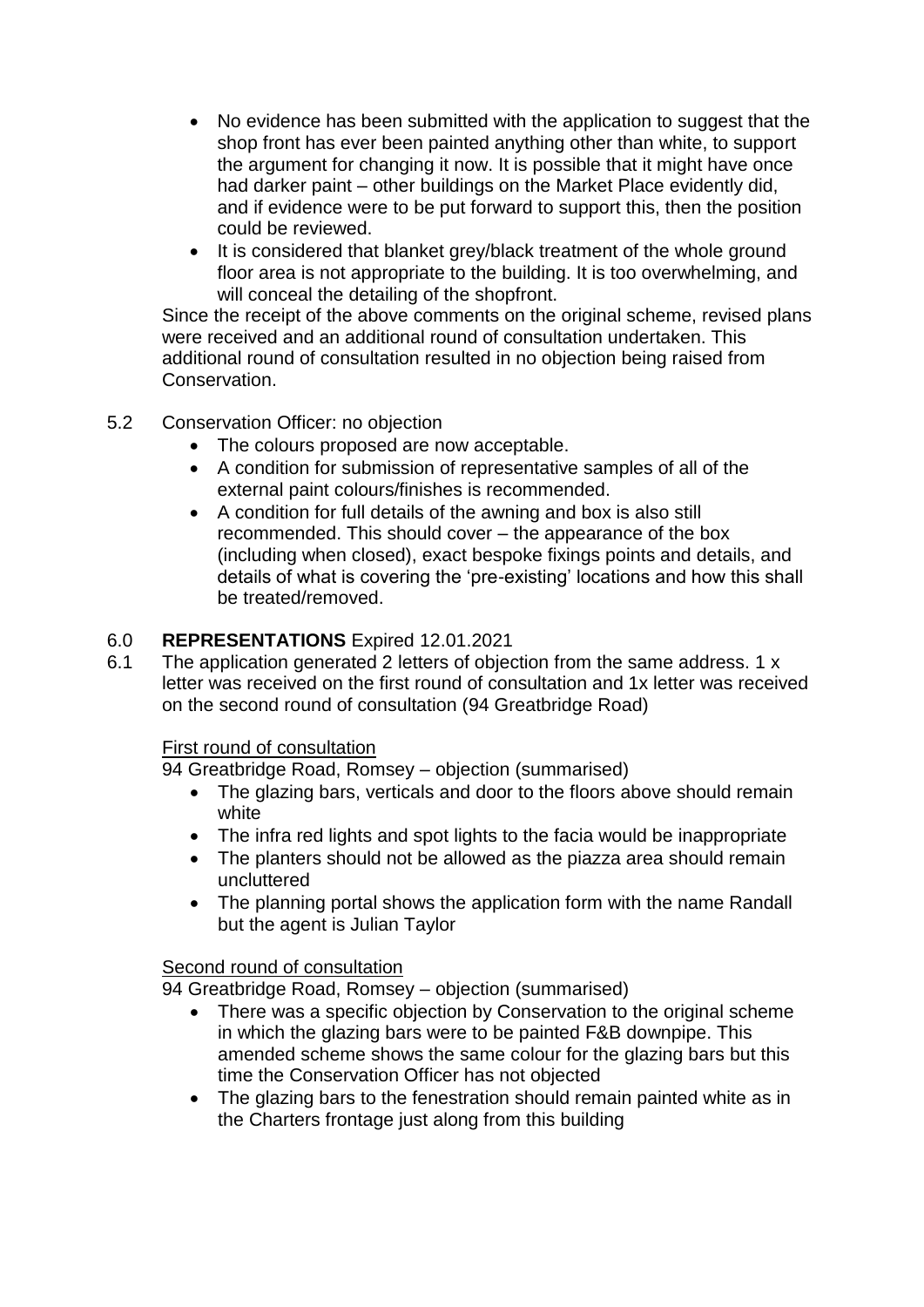- No evidence has been submitted with the application to suggest that the shop front has ever been painted anything other than white, to support the argument for changing it now. It is possible that it might have once had darker paint – other buildings on the Market Place evidently did, and if evidence were to be put forward to support this, then the position could be reviewed.
- It is considered that blanket grey/black treatment of the whole ground floor area is not appropriate to the building. It is too overwhelming, and will conceal the detailing of the shopfront.

Since the receipt of the above comments on the original scheme, revised plans were received and an additional round of consultation undertaken. This additional round of consultation resulted in no objection being raised from Conservation.

5.2 Conservation Officer: no objection

- The colours proposed are now acceptable.
- A condition for submission of representative samples of all of the external paint colours/finishes is recommended.
- A condition for full details of the awning and box is also still recommended. This should cover – the appearance of the box (including when closed), exact bespoke fixings points and details, and details of what is covering the 'pre-existing' locations and how this shall be treated/removed.

## 6.0 **REPRESENTATIONS** Expired 12.01.2021

6.1 The application generated 2 letters of objection from the same address. 1 x letter was received on the first round of consultation and 1x letter was received on the second round of consultation (94 Greatbridge Road)

<u>First round of consultation</u>

94 Greatbridge Road, Romsey – objection (summarised)

- The glazing bars, verticals and door to the floors above should remain white
- The infra red lights and spot lights to the facia would be inappropriate
- The planters should not be allowed as the piazza area should remain uncluttered
- The planning portal shows the application form with the name Randall but the agent is Julian Taylor

<u>Second round of consultation</u>

94 Greatbridge Road, Romsey – objection (summarised)

- There was a specific objection by Conservation to the original scheme in which the glazing bars were to be painted F&B downpipe. This amended scheme shows the same colour for the glazing bars but this time the Conservation Officer has not objected
- The glazing bars to the fenestration should remain painted white as in the Charters frontage just along from this building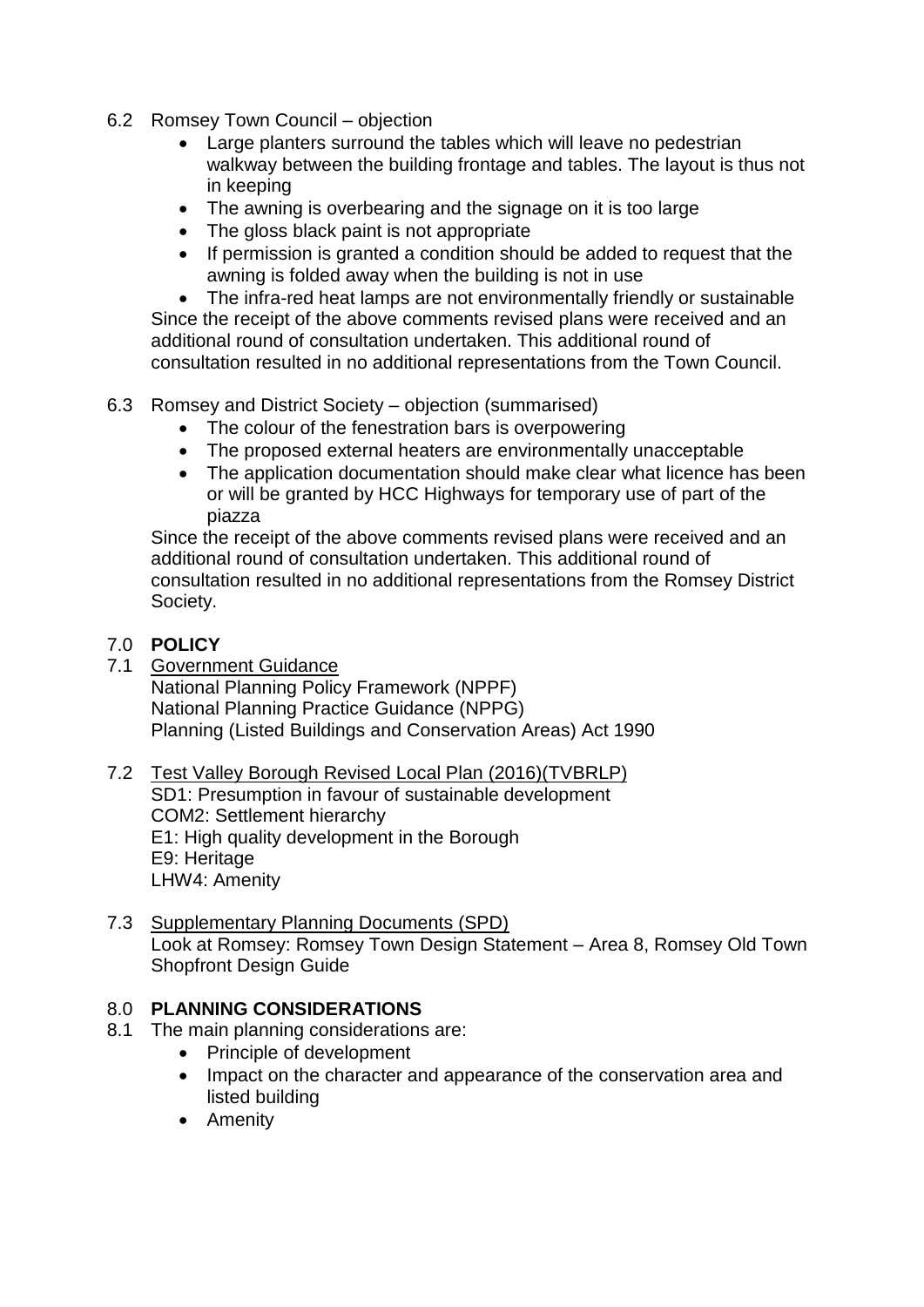6.2 Romsey Town Council – objection

- Large planters surround the tables which will leave no pedestrian walkway between the building frontage and tables. The layout is thus not in keeping
- The awning is overbearing and the signage on it is too large
- The gloss black paint is not appropriate
- If permission is granted a condition should be added to request that the awning is folded away when the building is not in use
- The infra-red heat lamps are not environmentally friendly or sustainable

Since the receipt of the above comments revised plans were received and an additional round of consultation undertaken. This additional round of consultation resulted in no additional representations from the Town Council.

6.3 Romsey and District Society – objection (summarised)

- The colour of the fenestration bars is overpowering
- The proposed external heaters are environmentally unacceptable
- The application documentation should make clear what licence has been or will be granted by HCC Highways for temporary use of part of the piazza

Since the receipt of the above comments revised plans were received and an additional round of consultation undertaken. This additional round of consultation resulted in no additional representations from the Romsey District Society.

## 7.0 POLICY

7.1 Government Guidance
National Planning Policy Framework (NPPF)
National Planning Practice Guidance (NPPG)
Planning (Listed Buildings and Conservation Areas) Act 1990

7.2 Test Valley Borough Revised Local Plan (2016)(TVBRLP)
SD1: Presumption in favour of sustainable development
COM2: Settlement hierarchy
E1: High quality development in the Borough
E9: Heritage
LHW4: Amenity

7.3 Supplementary Planning Documents (SPD)
Look at Romsey: Romsey Town Design Statement – Area 8, Romsey Old Town
Shopfront Design Guide

## 8.0 PLANNING CONSIDERATIONS

8.1 The main planning considerations are:

- Principle of development
- Impact on the character and appearance of the conservation area and listed building
- Amenity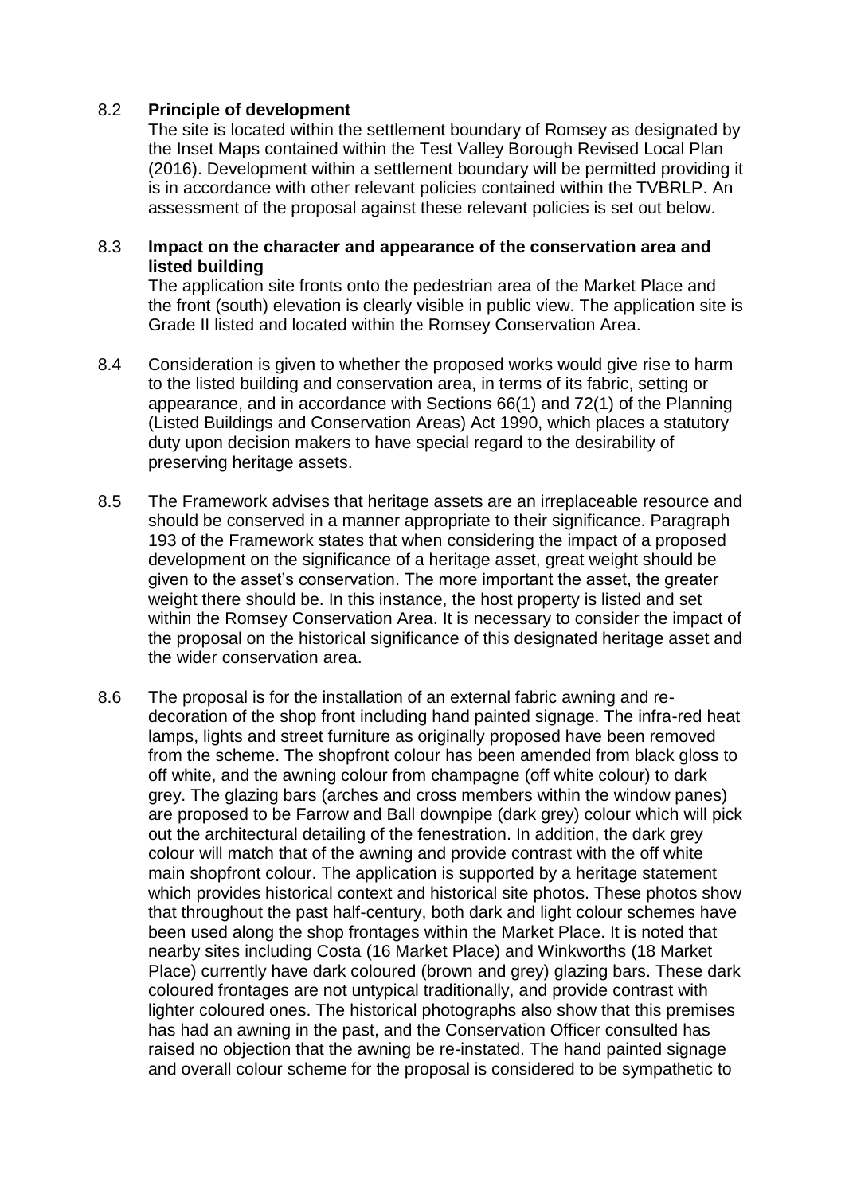8.2 **Principle of development**

The site is located within the settlement boundary of Romsey as designated by the Inset Maps contained within the Test Valley Borough Revised Local Plan (2016). Development within a settlement boundary will be permitted providing it is in accordance with other relevant policies contained within the TVBRLP. An assessment of the proposal against these relevant policies is set out below.

8.3 **Impact on the character and appearance of the conservation area and listed building**

The application site fronts onto the pedestrian area of the Market Place and the front (south) elevation is clearly visible in public view. The application site is Grade II listed and located within the Romsey Conservation Area.

8.4 Consideration is given to whether the proposed works would give rise to harm to the listed building and conservation area, in terms of its fabric, setting or appearance, and in accordance with Sections 66(1) and 72(1) of the Planning (Listed Buildings and Conservation Areas) Act 1990, which places a statutory duty upon decision makers to have special regard to the desirability of preserving heritage assets.

8.5 The Framework advises that heritage assets are an irreplaceable resource and should be conserved in a manner appropriate to their significance. Paragraph 193 of the Framework states that when considering the impact of a proposed development on the significance of a heritage asset, great weight should be given to the asset's conservation. The more important the asset, the greater weight there should be. In this instance, the host property is listed and set within the Romsey Conservation Area. It is necessary to consider the impact of the proposal on the historical significance of this designated heritage asset and the wider conservation area.

8.6 The proposal is for the installation of an external fabric awning and re-decoration of the shop front including hand painted signage. The infra-red heat lamps, lights and street furniture as originally proposed have been removed from the scheme. The shopfront colour has been amended from black gloss to off white, and the awning colour from champagne (off white colour) to dark grey. The glazing bars (arches and cross members within the window panes) are proposed to be Farrow and Ball downpipe (dark grey) colour which will pick out the architectural detailing of the fenestration. In addition, the dark grey colour will match that of the awning and provide contrast with the off white main shopfront colour. The application is supported by a heritage statement which provides historical context and historical site photos. These photos show that throughout the past half-century, both dark and light colour schemes have been used along the shop frontages within the Market Place. It is noted that nearby sites including Costa (16 Market Place) and Winkworths (18 Market Place) currently have dark coloured (brown and grey) glazing bars. These dark coloured frontages are not untypical traditionally, and provide contrast with lighter coloured ones. The historical photographs also show that this premises has had an awning in the past, and the Conservation Officer consulted has raised no objection that the awning be re-instated. The hand painted signage and overall colour scheme for the proposal is considered to be sympathetic to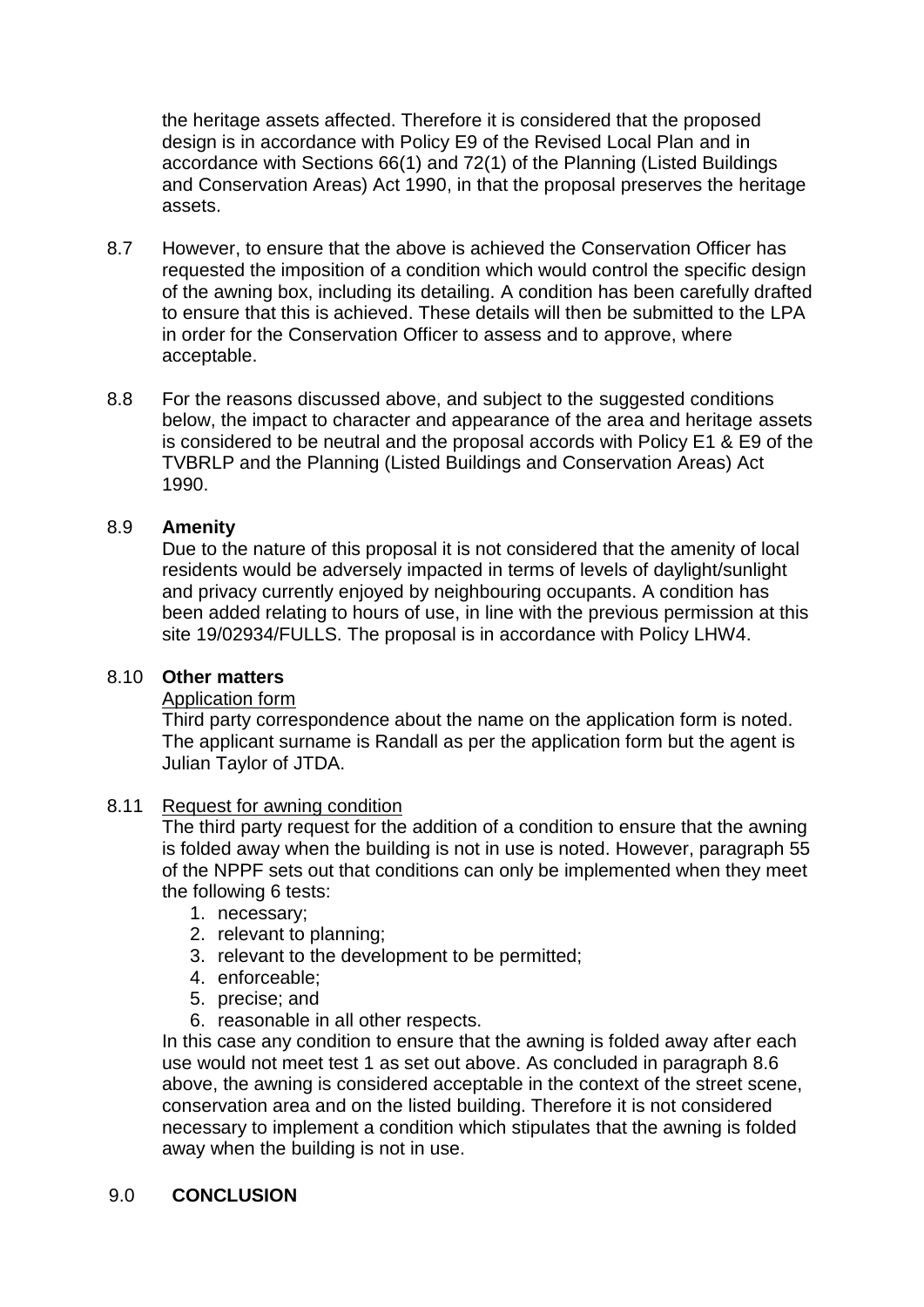the heritage assets affected. Therefore it is considered that the proposed design is in accordance with Policy E9 of the Revised Local Plan and in accordance with Sections 66(1) and 72(1) of the Planning (Listed Buildings and Conservation Areas) Act 1990, in that the proposal preserves the heritage assets.

8.7 However, to ensure that the above is achieved the Conservation Officer has requested the imposition of a condition which would control the specific design of the awning box, including its detailing. A condition has been carefully drafted to ensure that this is achieved. These details will then be submitted to the LPA in order for the Conservation Officer to assess and to approve, where acceptable.

8.8 For the reasons discussed above, and subject to the suggested conditions below, the impact to character and appearance of the area and heritage assets is considered to be neutral and the proposal accords with Policy E1 & E9 of the TVBRLP and the Planning (Listed Buildings and Conservation Areas) Act 1990.

8.9 **Amenity**

Due to the nature of this proposal it is not considered that the amenity of local residents would be adversely impacted in terms of levels of daylight/sunlight and privacy currently enjoyed by neighbouring occupants. A condition has been added relating to hours of use, in line with the previous permission at this site 19/02934/FULLS. The proposal is in accordance with Policy LHW4.

8.10 **Other matters**

Application form

Third party correspondence about the name on the application form is noted. The applicant surname is Randall as per the application form but the agent is Julian Taylor of JTDA.

8.11 Request for awning condition

The third party request for the addition of a condition to ensure that the awning is folded away when the building is not in use is noted. However, paragraph 55 of the NPPF sets out that conditions can only be implemented when they meet the following 6 tests:

1. necessary;
2. relevant to planning;
3. relevant to the development to be permitted;
4. enforceable;
5. precise; and
6. reasonable in all other respects.

In this case any condition to ensure that the awning is folded away after each use would not meet test 1 as set out above. As concluded in paragraph 8.6 above, the awning is considered acceptable in the context of the street scene, conservation area and on the listed building. Therefore it is not considered necessary to implement a condition which stipulates that the awning is folded away when the building is not in use.

## 9.0 CONCLUSION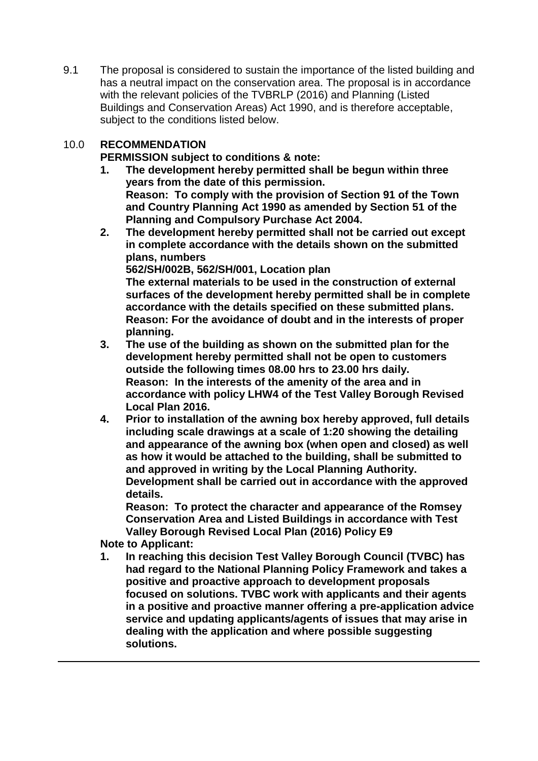9.1 The proposal is considered to sustain the importance of the listed building and has a neutral impact on the conservation area. The proposal is in accordance with the relevant policies of the TVBRLP (2016) and Planning (Listed Buildings and Conservation Areas) Act 1990, and is therefore acceptable, subject to the conditions listed below.

## 10.0 RECOMMENDATION

**PERMISSION subject to conditions & note:**

1. **The development hereby permitted shall be begun within three years from the date of this permission.**
   **Reason: To comply with the provision of Section 91 of the Town and Country Planning Act 1990 as amended by Section 51 of the Planning and Compulsory Purchase Act 2004.**
2. **The development hereby permitted shall not be carried out except in complete accordance with the details shown on the submitted plans, numbers**
   **562/SH/002B, 562/SH/001, Location plan**
   **The external materials to be used in the construction of external surfaces of the development hereby permitted shall be in complete accordance with the details specified on these submitted plans.**
   **Reason: For the avoidance of doubt and in the interests of proper planning.**
3. **The use of the building as shown on the submitted plan for the development hereby permitted shall not be open to customers outside the following times 08.00 hrs to 23.00 hrs daily.**
   **Reason: In the interests of the amenity of the area and in accordance with policy LHW4 of the Test Valley Borough Revised Local Plan 2016.**
4. **Prior to installation of the awning box hereby approved, full details including scale drawings at a scale of 1:20 showing the detailing and appearance of the awning box (when open and closed) as well as how it would be attached to the building, shall be submitted to and approved in writing by the Local Planning Authority. Development shall be carried out in accordance with the approved details.**
   **Reason: To protect the character and appearance of the Romsey Conservation Area and Listed Buildings in accordance with Test Valley Borough Revised Local Plan (2016) Policy E9**

**Note to Applicant:**

1. **In reaching this decision Test Valley Borough Council (TVBC) has had regard to the National Planning Policy Framework and takes a positive and proactive approach to development proposals focused on solutions. TVBC work with applicants and their agents in a positive and proactive manner offering a pre-application advice service and updating applicants/agents of issues that may arise in dealing with the application and where possible suggesting solutions.**